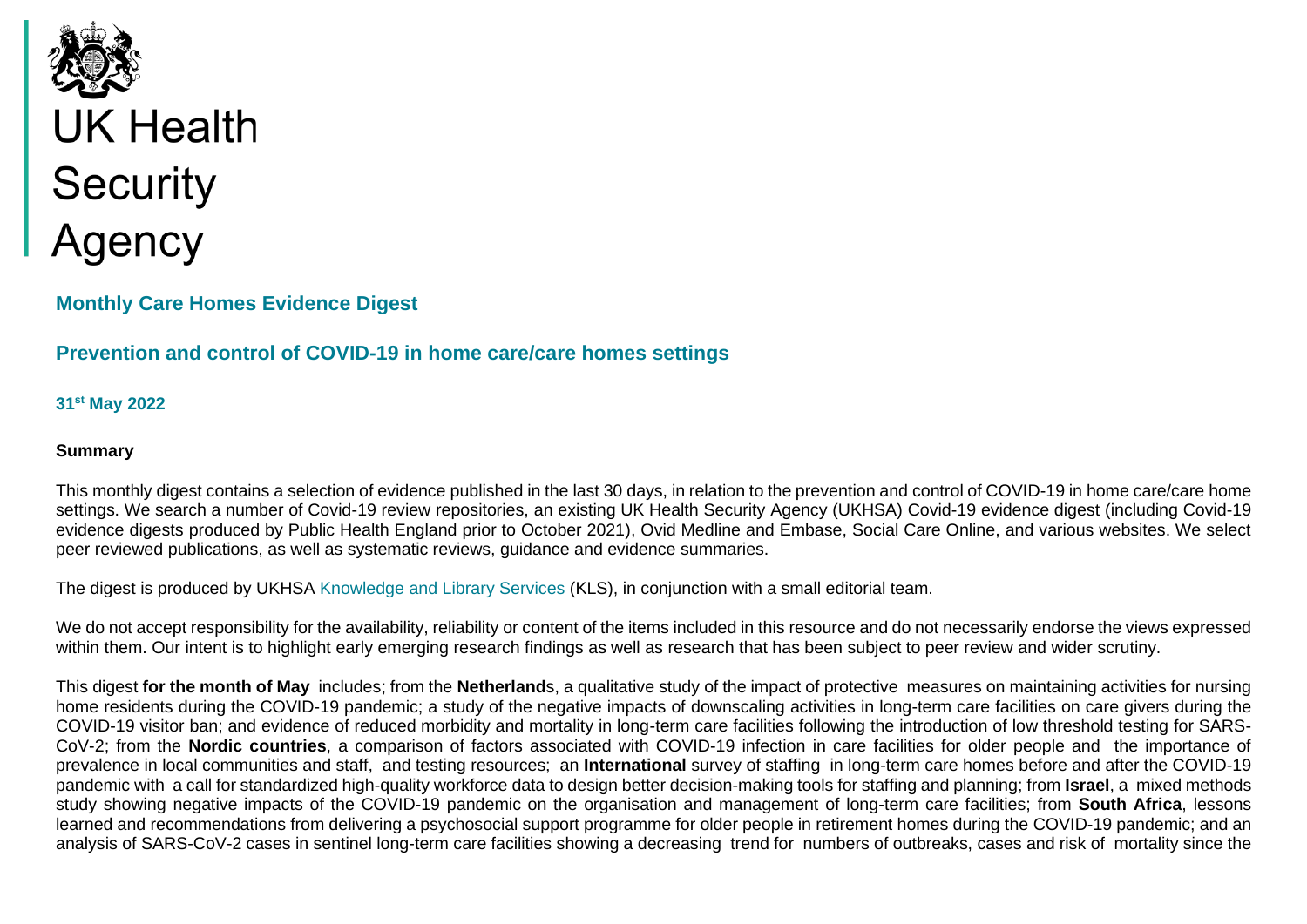UK Health Security Agency

## Monthly Care Homes Evidence Digest

## Prevention and control of COVID-19 in home care/care homes settings

**31st May 2022**

**Summary**

This monthly digest contains a selection of evidence published in the last 30 days, in relation to the prevention and control of COVID-19 in home care/care home settings. We search a number of Covid-19 review repositories, an existing UK Health Security Agency (UKHSA) Covid-19 evidence digest (including Covid-19 evidence digests produced by Public Health England prior to October 2021), Ovid Medline and Embase, Social Care Online, and various websites. We select peer reviewed publications, as well as systematic reviews, guidance and evidence summaries.

The digest is produced by UKHSA Knowledge and Library Services (KLS), in conjunction with a small editorial team.

We do not accept responsibility for the availability, reliability or content of the items included in this resource and do not necessarily endorse the views expressed within them. Our intent is to highlight early emerging research findings as well as research that has been subject to peer review and wider scrutiny.

This digest **for the month of May** includes; from the **Netherland**s, a qualitative study of the impact of protective measures on maintaining activities for nursing home residents during the COVID-19 pandemic; a study of the negative impacts of downscaling activities in long-term care facilities on care givers during the COVID-19 visitor ban; and evidence of reduced morbidity and mortality in long-term care facilities following the introduction of low threshold testing for SARS-CoV-2; from the **Nordic countries**, a comparison of factors associated with COVID-19 infection in care facilities for older people and the importance of prevalence in local communities and staff, and testing resources; an **International** survey of staffing in long-term care homes before and after the COVID-19 pandemic with a call for standardized high-quality workforce data to design better decision-making tools for staffing and planning; from **Israel**, a mixed methods study showing negative impacts of the COVID-19 pandemic on the organisation and management of long-term care facilities; from **South Africa**, lessons learned and recommendations from delivering a psychosocial support programme for older people in retirement homes during the COVID-19 pandemic; and an analysis of SARS-CoV-2 cases in sentinel long-term care facilities showing a decreasing trend for numbers of outbreaks, cases and risk of mortality since the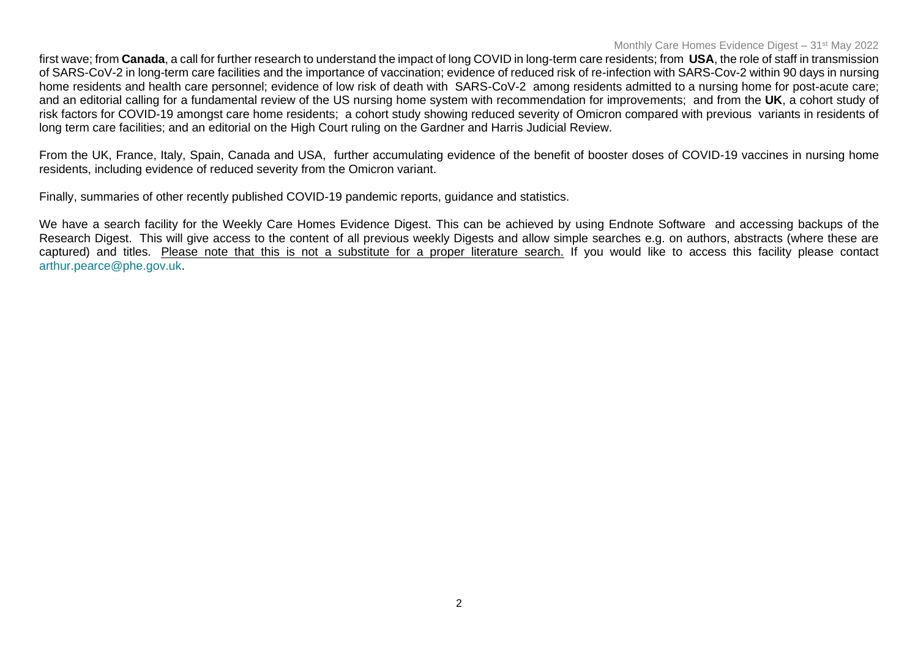first wave; from **Canada**, a call for further research to understand the impact of long COVID in long-term care residents; from **USA**, the role of staff in transmission of SARS-CoV-2 in long-term care facilities and the importance of vaccination; evidence of reduced risk of re-infection with SARS-Cov-2 within 90 days in nursing home residents and health care personnel; evidence of low risk of death with SARS-CoV-2 among residents admitted to a nursing home for post-acute care; and an editorial calling for a fundamental review of the US nursing home system with recommendation for improvements; and from the **UK**, a cohort study of risk factors for COVID-19 amongst care home residents; a cohort study showing reduced severity of Omicron compared with previous variants in residents of long term care facilities; and an editorial on the High Court ruling on the Gardner and Harris Judicial Review.

From the UK, France, Italy, Spain, Canada and USA, further accumulating evidence of the benefit of booster doses of COVID-19 vaccines in nursing home residents, including evidence of reduced severity from the Omicron variant.

Finally, summaries of other recently published COVID-19 pandemic reports, guidance and statistics.

We have a search facility for the Weekly Care Homes Evidence Digest. This can be achieved by using Endnote Software and accessing backups of the Research Digest. This will give access to the content of all previous weekly Digests and allow simple searches e.g. on authors, abstracts (where these are captured) and titles. Please note that this is not a substitute for a proper literature search. If you would like to access this facility please contact arthur.pearce@phe.gov.uk.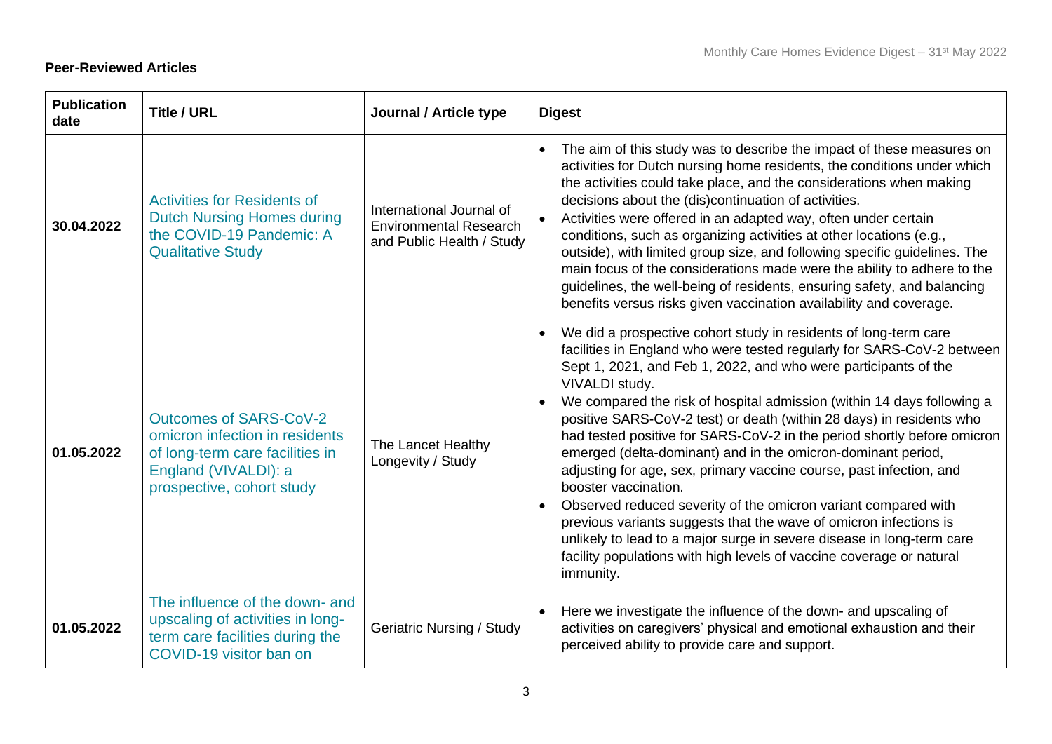**Peer-Reviewed Articles**

| Publication date | Title / URL | Journal / Article type | Digest |
|---|---|---|---|
| 30.04.2022 | Activities for Residents of Dutch Nursing Homes during the COVID-19 Pandemic: A Qualitative Study | International Journal of Environmental Research and Public Health / Study | • The aim of this study was to describe the impact of these measures on activities for Dutch nursing home residents, the conditions under which the activities could take place, and the considerations when making decisions about the (dis)continuation of activities. <br> • Activities were offered in an adapted way, often under certain conditions, such as organizing activities at other locations (e.g., outside), with limited group size, and following specific guidelines. The main focus of the considerations made were the ability to adhere to the guidelines, the well-being of residents, ensuring safety, and balancing benefits versus risks given vaccination availability and coverage. |
| 01.05.2022 | Outcomes of SARS-CoV-2 omicron infection in residents of long-term care facilities in England (VIVALDI): a prospective, cohort study | The Lancet Healthy Longevity / Study | • We did a prospective cohort study in residents of long-term care facilities in England who were tested regularly for SARS-CoV-2 between Sept 1, 2021, and Feb 1, 2022, and who were participants of the VIVALDI study. <br> • We compared the risk of hospital admission (within 14 days following a positive SARS-CoV-2 test) or death (within 28 days) in residents who had tested positive for SARS-CoV-2 in the period shortly before omicron emerged (delta-dominant) and in the omicron-dominant period, adjusting for age, sex, primary vaccine course, past infection, and booster vaccination. <br> • Observed reduced severity of the omicron variant compared with previous variants suggests that the wave of omicron infections is unlikely to lead to a major surge in severe disease in long-term care facility populations with high levels of vaccine coverage or natural immunity. |
| 01.05.2022 | The influence of the down- and upscaling of activities in long-term care facilities during the COVID-19 visitor ban on | Geriatric Nursing / Study | • Here we investigate the influence of the down- and upscaling of activities on caregivers' physical and emotional exhaustion and their perceived ability to provide care and support. |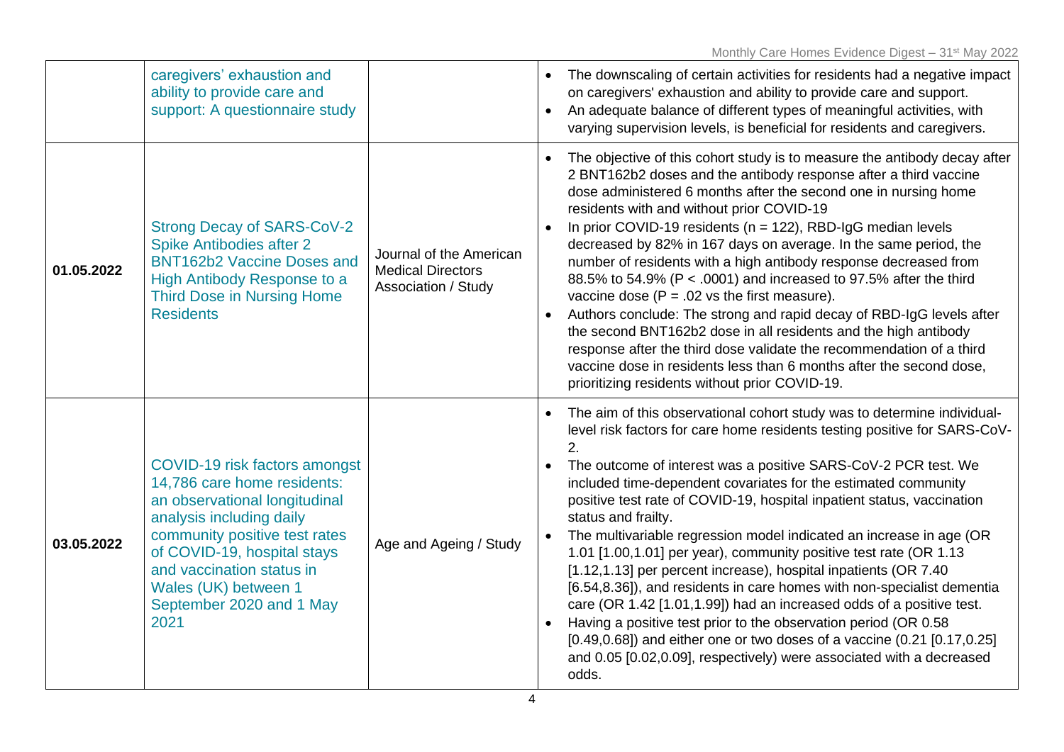| | | | |
|---|---|---|---|
| | caregivers' exhaustion and ability to provide care and support: A questionnaire study | | • The downscaling of certain activities for residents had a negative impact on caregivers' exhaustion and ability to provide care and support.<br>• An adequate balance of different types of meaningful activities, with varying supervision levels, is beneficial for residents and caregivers. |
| **01.05.2022** | Strong Decay of SARS-CoV-2 Spike Antibodies after 2 BNT162b2 Vaccine Doses and High Antibody Response to a Third Dose in Nursing Home Residents | Journal of the American Medical Directors Association / Study | • The objective of this cohort study is to measure the antibody decay after 2 BNT162b2 doses and the antibody response after a third vaccine dose administered 6 months after the second one in nursing home residents with and without prior COVID-19<br>• In prior COVID-19 residents (n = 122), RBD-IgG median levels decreased by 82% in 167 days on average. In the same period, the number of residents with a high antibody response decreased from 88.5% to 54.9% ($P < .0001$) and increased to 97.5% after the third vaccine dose ($P = .02$ vs the first measure).<br>• Authors conclude: The strong and rapid decay of RBD-IgG levels after the second BNT162b2 dose in all residents and the high antibody response after the third dose validate the recommendation of a third vaccine dose in residents less than 6 months after the second dose, prioritizing residents without prior COVID-19. |
| **03.05.2022** | COVID-19 risk factors amongst 14,786 care home residents: an observational longitudinal analysis including daily community positive test rates of COVID-19, hospital stays and vaccination status in Wales (UK) between 1 September 2020 and 1 May 2021 | Age and Ageing / Study | • The aim of this observational cohort study was to determine individual-level risk factors for care home residents testing positive for SARS-CoV-2.<br>• The outcome of interest was a positive SARS-CoV-2 PCR test. We included time-dependent covariates for the estimated community positive test rate of COVID-19, hospital inpatient status, vaccination status and frailty.<br>• The multivariable regression model indicated an increase in age (OR 1.01 [1.00,1.01] per year), community positive test rate (OR 1.13 [1.12,1.13] per percent increase), hospital inpatients (OR 7.40 [6.54,8.36]), and residents in care homes with non-specialist dementia care (OR 1.42 [1.01,1.99]) had an increased odds of a positive test.<br>• Having a positive test prior to the observation period (OR 0.58 [0.49,0.68]) and either one or two doses of a vaccine (0.21 [0.17,0.25] and 0.05 [0.02,0.09], respectively) were associated with a decreased odds. |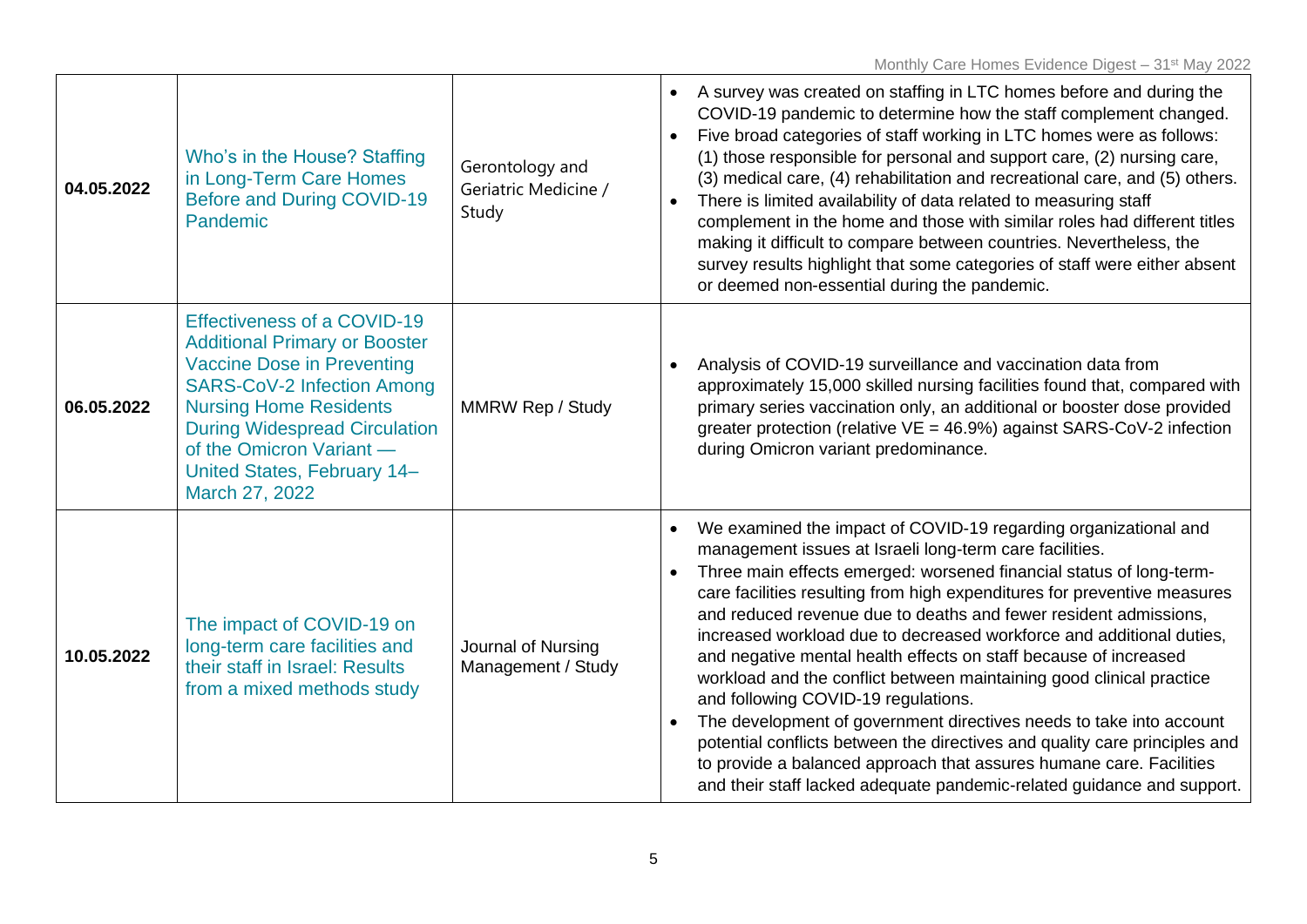| 04.05.2022 | Who's in the House? Staffing in Long-Term Care Homes Before and During COVID-19 Pandemic | Gerontology and Geriatric Medicine / Study | • A survey was created on staffing in LTC homes before and during the COVID-19 pandemic to determine how the staff complement changed.<br>• Five broad categories of staff working in LTC homes were as follows: (1) those responsible for personal and support care, (2) nursing care, (3) medical care, (4) rehabilitation and recreational care, and (5) others.<br>• There is limited availability of data related to measuring staff complement in the home and those with similar roles had different titles making it difficult to compare between countries. Nevertheless, the survey results highlight that some categories of staff were either absent or deemed non-essential during the pandemic. |
|---|---|---|---|
| 06.05.2022 | Effectiveness of a COVID-19 Additional Primary or Booster Vaccine Dose in Preventing SARS-CoV-2 Infection Among Nursing Home Residents During Widespread Circulation of the Omicron Variant — United States, February 14–March 27, 2022 | MMRW Rep / Study | • Analysis of COVID-19 surveillance and vaccination data from approximately 15,000 skilled nursing facilities found that, compared with primary series vaccination only, an additional or booster dose provided greater protection (relative VE = 46.9%) against SARS-CoV-2 infection during Omicron variant predominance. |
| 10.05.2022 | The impact of COVID-19 on long-term care facilities and their staff in Israel: Results from a mixed methods study | Journal of Nursing Management / Study | • We examined the impact of COVID-19 regarding organizational and management issues at Israeli long-term care facilities.<br>• Three main effects emerged: worsened financial status of long-term-care facilities resulting from high expenditures for preventive measures and reduced revenue due to deaths and fewer resident admissions, increased workload due to decreased workforce and additional duties, and negative mental health effects on staff because of increased workload and the conflict between maintaining good clinical practice and following COVID-19 regulations.<br>• The development of government directives needs to take into account potential conflicts between the directives and quality care principles and to provide a balanced approach that assures humane care. Facilities and their staff lacked adequate pandemic-related guidance and support. |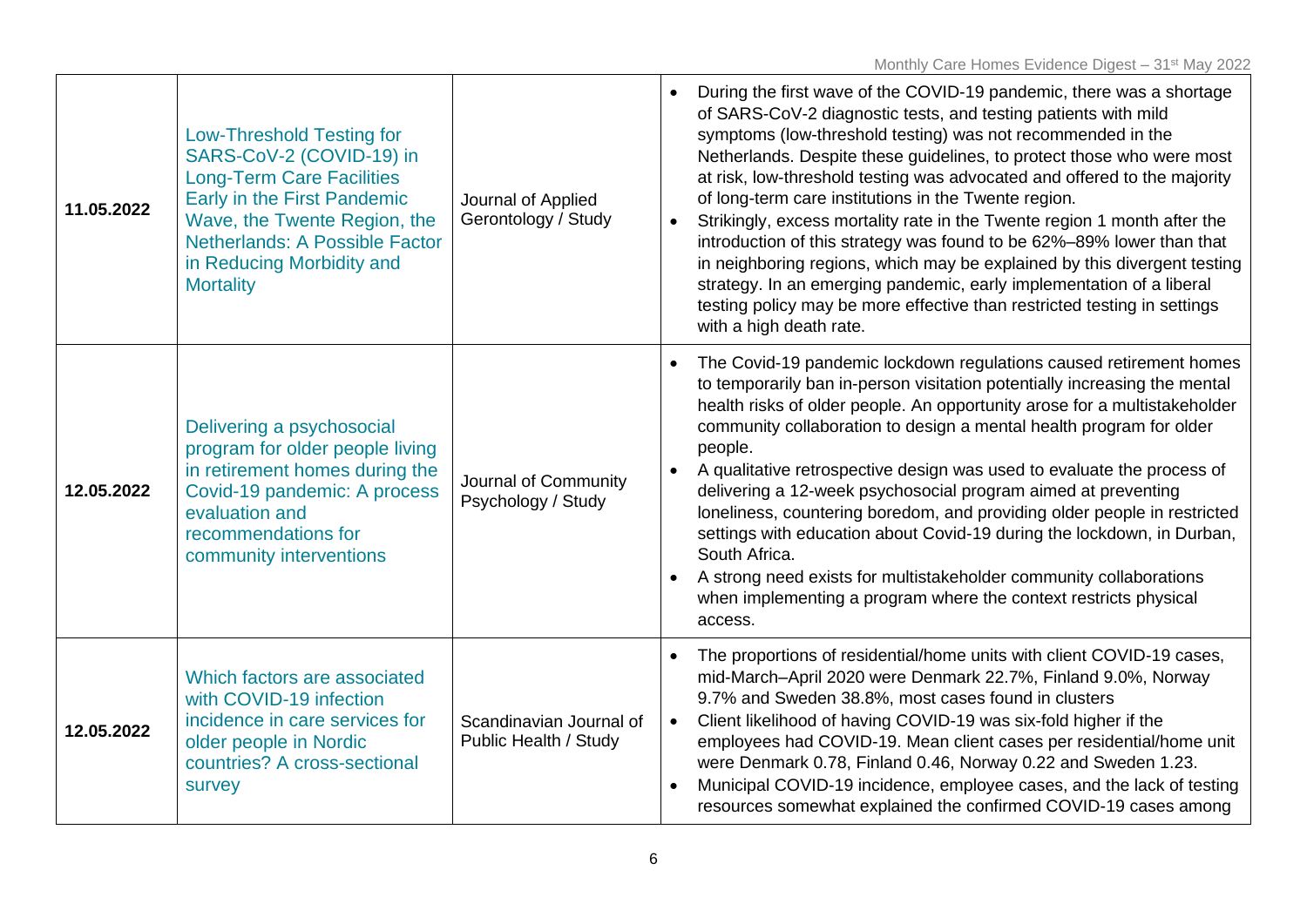| | | | |
|---|---|---|---|
| **11.05.2022** | Low-Threshold Testing for SARS-CoV-2 (COVID-19) in Long-Term Care Facilities Early in the First Pandemic Wave, the Twente Region, the Netherlands: A Possible Factor in Reducing Morbidity and Mortality | Journal of Applied Gerontology / Study | • During the first wave of the COVID-19 pandemic, there was a shortage of SARS-CoV-2 diagnostic tests, and testing patients with mild symptoms (low-threshold testing) was not recommended in the Netherlands. Despite these guidelines, to protect those who were most at risk, low-threshold testing was advocated and offered to the majority of long-term care institutions in the Twente region.<br>• Strikingly, excess mortality rate in the Twente region 1 month after the introduction of this strategy was found to be 62%–89% lower than that in neighboring regions, which may be explained by this divergent testing strategy. In an emerging pandemic, early implementation of a liberal testing policy may be more effective than restricted testing in settings with a high death rate. |
| **12.05.2022** | Delivering a psychosocial program for older people living in retirement homes during the Covid-19 pandemic: A process evaluation and recommendations for community interventions | Journal of Community Psychology / Study | • The Covid-19 pandemic lockdown regulations caused retirement homes to temporarily ban in-person visitation potentially increasing the mental health risks of older people. An opportunity arose for a multistakeholder community collaboration to design a mental health program for older people.<br>• A qualitative retrospective design was used to evaluate the process of delivering a 12-week psychosocial program aimed at preventing loneliness, countering boredom, and providing older people in restricted settings with education about Covid-19 during the lockdown, in Durban, South Africa.<br>• A strong need exists for multistakeholder community collaborations when implementing a program where the context restricts physical access. |
| **12.05.2022** | Which factors are associated with COVID-19 infection incidence in care services for older people in Nordic countries? A cross-sectional survey | Scandinavian Journal of Public Health / Study | • The proportions of residential/home units with client COVID-19 cases, mid-March–April 2020 were Denmark 22.7%, Finland 9.0%, Norway 9.7% and Sweden 38.8%, most cases found in clusters<br>• Client likelihood of having COVID-19 was six-fold higher if the employees had COVID-19. Mean client cases per residential/home unit were Denmark 0.78, Finland 0.46, Norway 0.22 and Sweden 1.23.<br>• Municipal COVID-19 incidence, employee cases, and the lack of testing resources somewhat explained the confirmed COVID-19 cases among |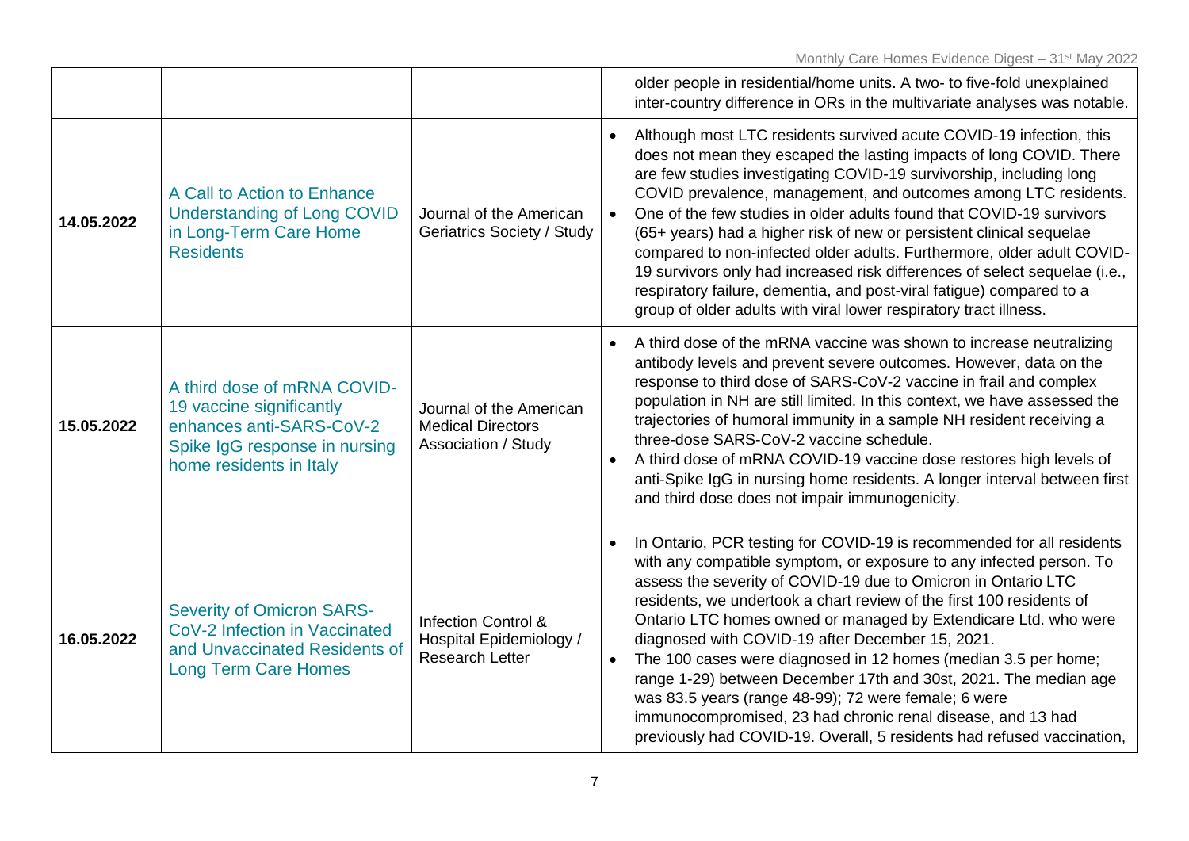| | | | |
|---|---|---|---|
| | | | older people in residential/home units. A two- to five-fold unexplained inter-country difference in ORs in the multivariate analyses was notable. |
| **14.05.2022** | A Call to Action to Enhance Understanding of Long COVID in Long-Term Care Home Residents | Journal of the American Geriatrics Society / Study | • Although most LTC residents survived acute COVID-19 infection, this does not mean they escaped the lasting impacts of long COVID. There are few studies investigating COVID-19 survivorship, including long COVID prevalence, management, and outcomes among LTC residents.<br>• One of the few studies in older adults found that COVID-19 survivors (65+ years) had a higher risk of new or persistent clinical sequelae compared to non-infected older adults. Furthermore, older adult COVID-19 survivors only had increased risk differences of select sequelae (i.e., respiratory failure, dementia, and post-viral fatigue) compared to a group of older adults with viral lower respiratory tract illness. |
| **15.05.2022** | A third dose of mRNA COVID-19 vaccine significantly enhances anti-SARS-CoV-2 Spike IgG response in nursing home residents in Italy | Journal of the American Medical Directors Association / Study | • A third dose of the mRNA vaccine was shown to increase neutralizing antibody levels and prevent severe outcomes. However, data on the response to third dose of SARS-CoV-2 vaccine in frail and complex population in NH are still limited. In this context, we have assessed the trajectories of humoral immunity in a sample NH resident receiving a three-dose SARS-CoV-2 vaccine schedule.<br>• A third dose of mRNA COVID-19 vaccine dose restores high levels of anti-Spike IgG in nursing home residents. A longer interval between first and third dose does not impair immunogenicity. |
| **16.05.2022** | Severity of Omicron SARS-CoV-2 Infection in Vaccinated and Unvaccinated Residents of Long Term Care Homes | Infection Control & Hospital Epidemiology / Research Letter | • In Ontario, PCR testing for COVID-19 is recommended for all residents with any compatible symptom, or exposure to any infected person. To assess the severity of COVID-19 due to Omicron in Ontario LTC residents, we undertook a chart review of the first 100 residents of Ontario LTC homes owned or managed by Extendicare Ltd. who were diagnosed with COVID-19 after December 15, 2021.<br>• The 100 cases were diagnosed in 12 homes (median 3.5 per home; range 1-29) between December 17th and 30st, 2021. The median age was 83.5 years (range 48-99); 72 were female; 6 were immunocompromised, 23 had chronic renal disease, and 13 had previously had COVID-19. Overall, 5 residents had refused vaccination, |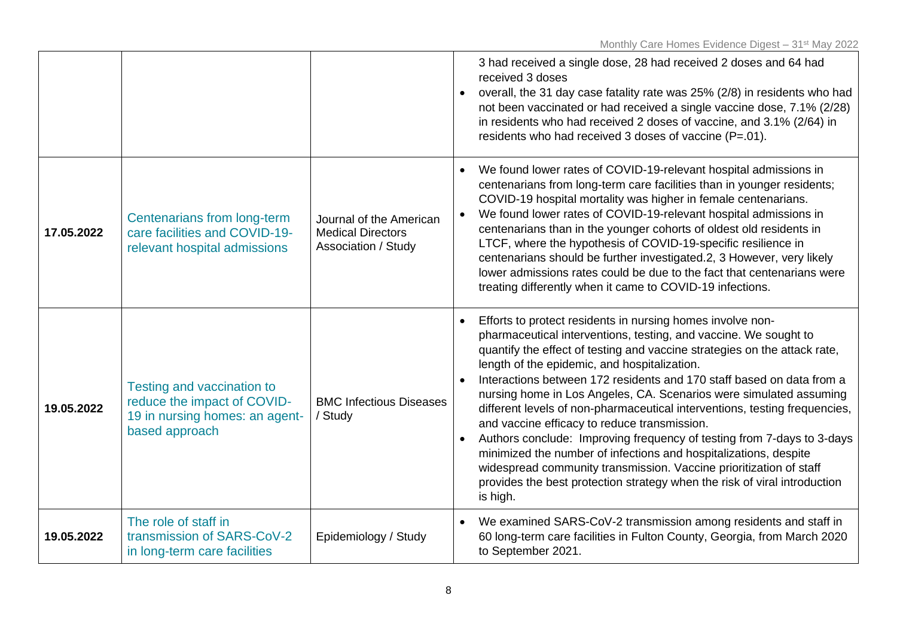| | | | |
|---|---|---|---|
| | | | 3 had received a single dose, 28 had received 2 doses and 64 had received 3 doses<br>• overall, the 31 day case fatality rate was 25% (2/8) in residents who had not been vaccinated or had received a single vaccine dose, 7.1% (2/28) in residents who had received 2 doses of vaccine, and 3.1% (2/64) in residents who had received 3 doses of vaccine (P=.01). |
| **17.05.2022** | Centenarians from long-term care facilities and COVID-19-relevant hospital admissions | Journal of the American Medical Directors Association / Study | • We found lower rates of COVID-19-relevant hospital admissions in centenarians from long-term care facilities than in younger residents; COVID-19 hospital mortality was higher in female centenarians.<br>• We found lower rates of COVID-19-relevant hospital admissions in centenarians than in the younger cohorts of oldest old residents in LTCF, where the hypothesis of COVID-19-specific resilience in centenarians should be further investigated.2, 3 However, very likely lower admissions rates could be due to the fact that centenarians were treating differently when it came to COVID-19 infections. |
| **19.05.2022** | Testing and vaccination to reduce the impact of COVID-19 in nursing homes: an agent-based approach | BMC Infectious Diseases / Study | • Efforts to protect residents in nursing homes involve non-pharmaceutical interventions, testing, and vaccine. We sought to quantify the effect of testing and vaccine strategies on the attack rate, length of the epidemic, and hospitalization.<br>• Interactions between 172 residents and 170 staff based on data from a nursing home in Los Angeles, CA. Scenarios were simulated assuming different levels of non-pharmaceutical interventions, testing frequencies, and vaccine efficacy to reduce transmission.<br>• Authors conclude: Improving frequency of testing from 7-days to 3-days minimized the number of infections and hospitalizations, despite widespread community transmission. Vaccine prioritization of staff provides the best protection strategy when the risk of viral introduction is high. |
| **19.05.2022** | The role of staff in transmission of SARS-CoV-2 in long-term care facilities | Epidemiology / Study | • We examined SARS-CoV-2 transmission among residents and staff in 60 long-term care facilities in Fulton County, Georgia, from March 2020 to September 2021. |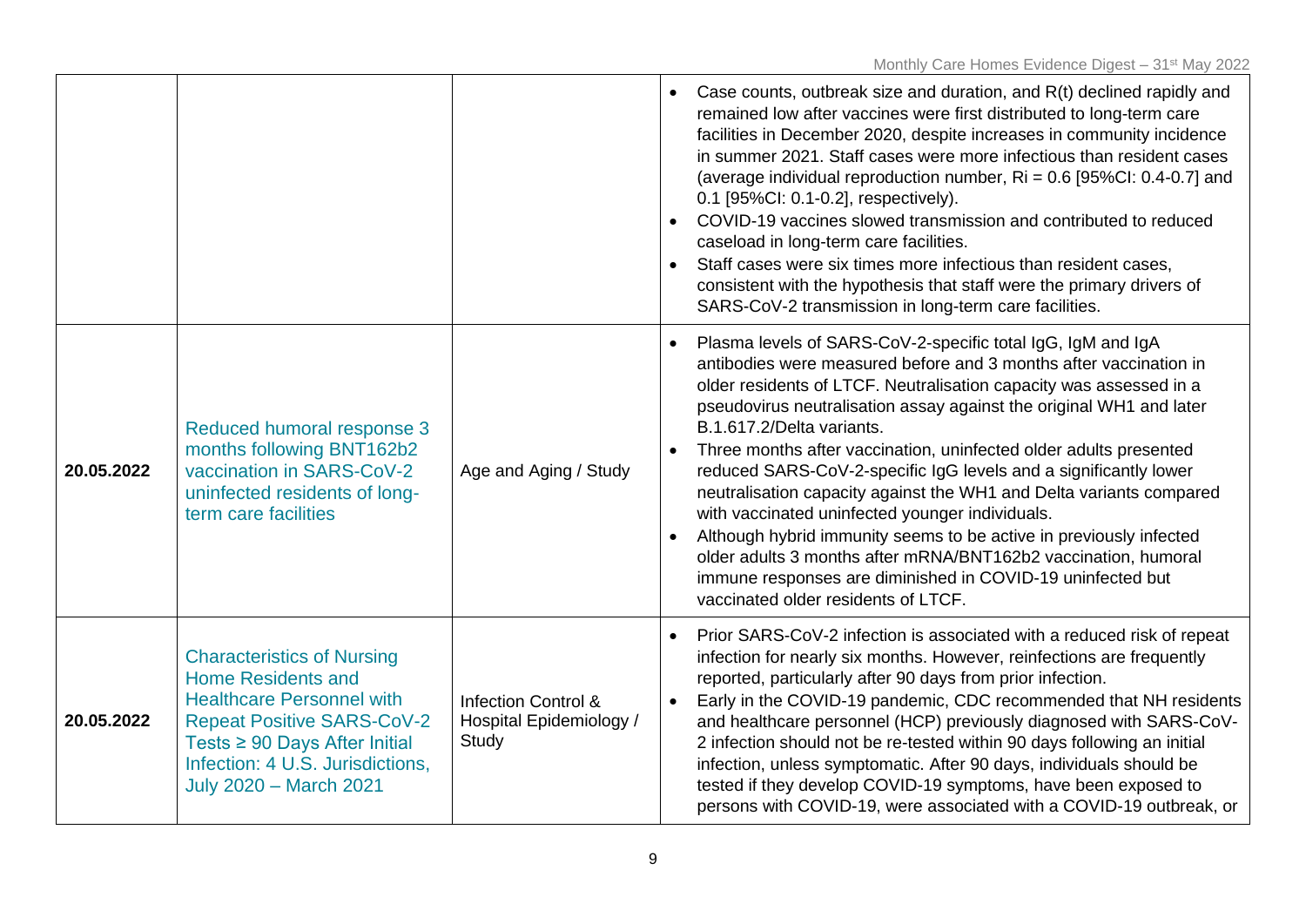| | | | |
|---|---|---|---|
| | | | • Case counts, outbreak size and duration, and R(t) declined rapidly and remained low after vaccines were first distributed to long-term care facilities in December 2020, despite increases in community incidence in summer 2021. Staff cases were more infectious than resident cases (average individual reproduction number, Ri = 0.6 [95%CI: 0.4-0.7] and 0.1 [95%CI: 0.1-0.2], respectively).<br>• COVID-19 vaccines slowed transmission and contributed to reduced caseload in long-term care facilities.<br>• Staff cases were six times more infectious than resident cases, consistent with the hypothesis that staff were the primary drivers of SARS-CoV-2 transmission in long-term care facilities. |
| **20.05.2022** | Reduced humoral response 3 months following BNT162b2 vaccination in SARS-CoV-2 uninfected residents of long-term care facilities | Age and Aging / Study | • Plasma levels of SARS-CoV-2-specific total IgG, IgM and IgA antibodies were measured before and 3 months after vaccination in older residents of LTCF. Neutralisation capacity was assessed in a pseudovirus neutralisation assay against the original WH1 and later B.1.617.2/Delta variants.<br>• Three months after vaccination, uninfected older adults presented reduced SARS-CoV-2-specific IgG levels and a significantly lower neutralisation capacity against the WH1 and Delta variants compared with vaccinated uninfected younger individuals.<br>• Although hybrid immunity seems to be active in previously infected older adults 3 months after mRNA/BNT162b2 vaccination, humoral immune responses are diminished in COVID-19 uninfected but vaccinated older residents of LTCF. |
| **20.05.2022** | Characteristics of Nursing Home Residents and Healthcare Personnel with Repeat Positive SARS-CoV-2 Tests ≥ 90 Days After Initial Infection: 4 U.S. Jurisdictions, July 2020 – March 2021 | Infection Control & Hospital Epidemiology / Study | • Prior SARS-CoV-2 infection is associated with a reduced risk of repeat infection for nearly six months. However, reinfections are frequently reported, particularly after 90 days from prior infection.<br>• Early in the COVID-19 pandemic, CDC recommended that NH residents and healthcare personnel (HCP) previously diagnosed with SARS-CoV-2 infection should not be re-tested within 90 days following an initial infection, unless symptomatic. After 90 days, individuals should be tested if they develop COVID-19 symptoms, have been exposed to persons with COVID-19, were associated with a COVID-19 outbreak, or |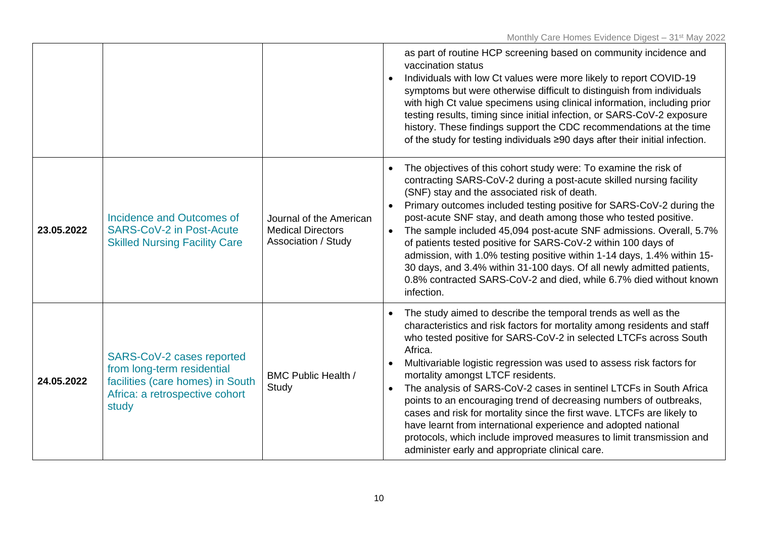| | | | |
|---|---|---|---|
| | | | as part of routine HCP screening based on community incidence and vaccination status<br>• Individuals with low Ct values were more likely to report COVID-19 symptoms but were otherwise difficult to distinguish from individuals with high Ct value specimens using clinical information, including prior testing results, timing since initial infection, or SARS-CoV-2 exposure history. These findings support the CDC recommendations at the time of the study for testing individuals ≥90 days after their initial infection. |
| **23.05.2022** | Incidence and Outcomes of SARS-CoV-2 in Post-Acute Skilled Nursing Facility Care | Journal of the American Medical Directors Association / Study | • The objectives of this cohort study were: To examine the risk of contracting SARS-CoV-2 during a post-acute skilled nursing facility (SNF) stay and the associated risk of death.<br>• Primary outcomes included testing positive for SARS-CoV-2 during the post-acute SNF stay, and death among those who tested positive.<br>• The sample included 45,094 post-acute SNF admissions. Overall, 5.7% of patients tested positive for SARS-CoV-2 within 100 days of admission, with 1.0% testing positive within 1-14 days, 1.4% within 15-30 days, and 3.4% within 31-100 days. Of all newly admitted patients, 0.8% contracted SARS-CoV-2 and died, while 6.7% died without known infection. |
| **24.05.2022** | SARS-CoV-2 cases reported from long-term residential facilities (care homes) in South Africa: a retrospective cohort study | BMC Public Health / Study | • The study aimed to describe the temporal trends as well as the characteristics and risk factors for mortality among residents and staff who tested positive for SARS-CoV-2 in selected LTCFs across South Africa.<br>• Multivariable logistic regression was used to assess risk factors for mortality amongst LTCF residents.<br>• The analysis of SARS-CoV-2 cases in sentinel LTCFs in South Africa points to an encouraging trend of decreasing numbers of outbreaks, cases and risk for mortality since the first wave. LTCFs are likely to have learnt from international experience and adopted national protocols, which include improved measures to limit transmission and administer early and appropriate clinical care. |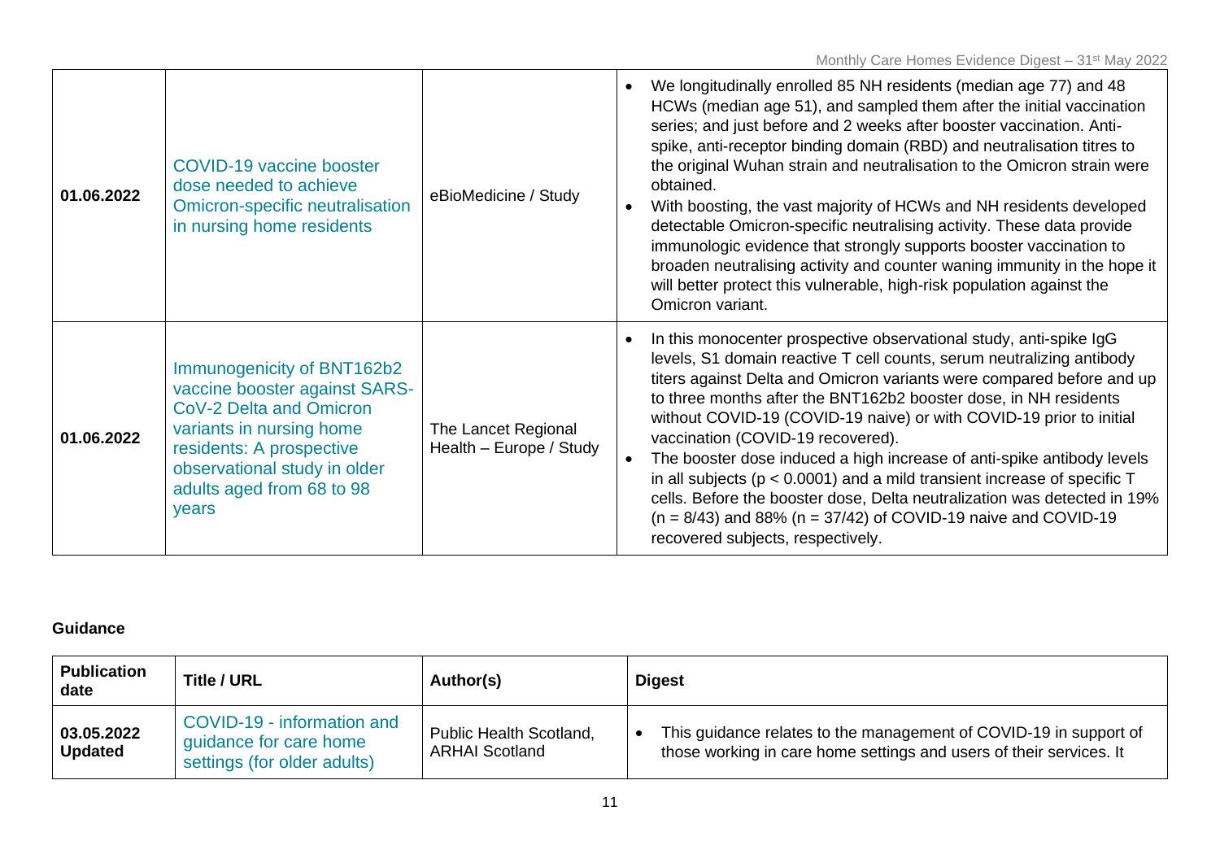| | | | |
|---|---|---|---|
| **01.06.2022** | COVID-19 vaccine booster dose needed to achieve Omicron-specific neutralisation in nursing home residents | eBioMedicine / Study | • We longitudinally enrolled 85 NH residents (median age 77) and 48 HCWs (median age 51), and sampled them after the initial vaccination series; and just before and 2 weeks after booster vaccination. Anti-spike, anti-receptor binding domain (RBD) and neutralisation titres to the original Wuhan strain and neutralisation to the Omicron strain were obtained. <br>• With boosting, the vast majority of HCWs and NH residents developed detectable Omicron-specific neutralising activity. These data provide immunologic evidence that strongly supports booster vaccination to broaden neutralising activity and counter waning immunity in the hope it will better protect this vulnerable, high-risk population against the Omicron variant. |
| **01.06.2022** | Immunogenicity of BNT162b2 vaccine booster against SARS-CoV-2 Delta and Omicron variants in nursing home residents: A prospective observational study in older adults aged from 68 to 98 years | The Lancet Regional Health – Europe / Study | • In this monocenter prospective observational study, anti-spike IgG levels, S1 domain reactive T cell counts, serum neutralizing antibody titers against Delta and Omicron variants were compared before and up to three months after the BNT162b2 booster dose, in NH residents without COVID-19 (COVID-19 naive) or with COVID-19 prior to initial vaccination (COVID-19 recovered). <br>• The booster dose induced a high increase of anti-spike antibody levels in all subjects ($p < 0.0001$) and a mild transient increase of specific T cells. Before the booster dose, Delta neutralization was detected in 19% ($n = 8/43$) and 88% ($n = 37/42$) of COVID-19 naive and COVID-19 recovered subjects, respectively. |

**Guidance**

| Publication date | Title / URL | Author(s) | Digest |
|---|---|---|---|
| **03.05.2022 Updated** | COVID-19 - information and guidance for care home settings (for older adults) | Public Health Scotland, ARHAI Scotland | • This guidance relates to the management of COVID-19 in support of those working in care home settings and users of their services. It |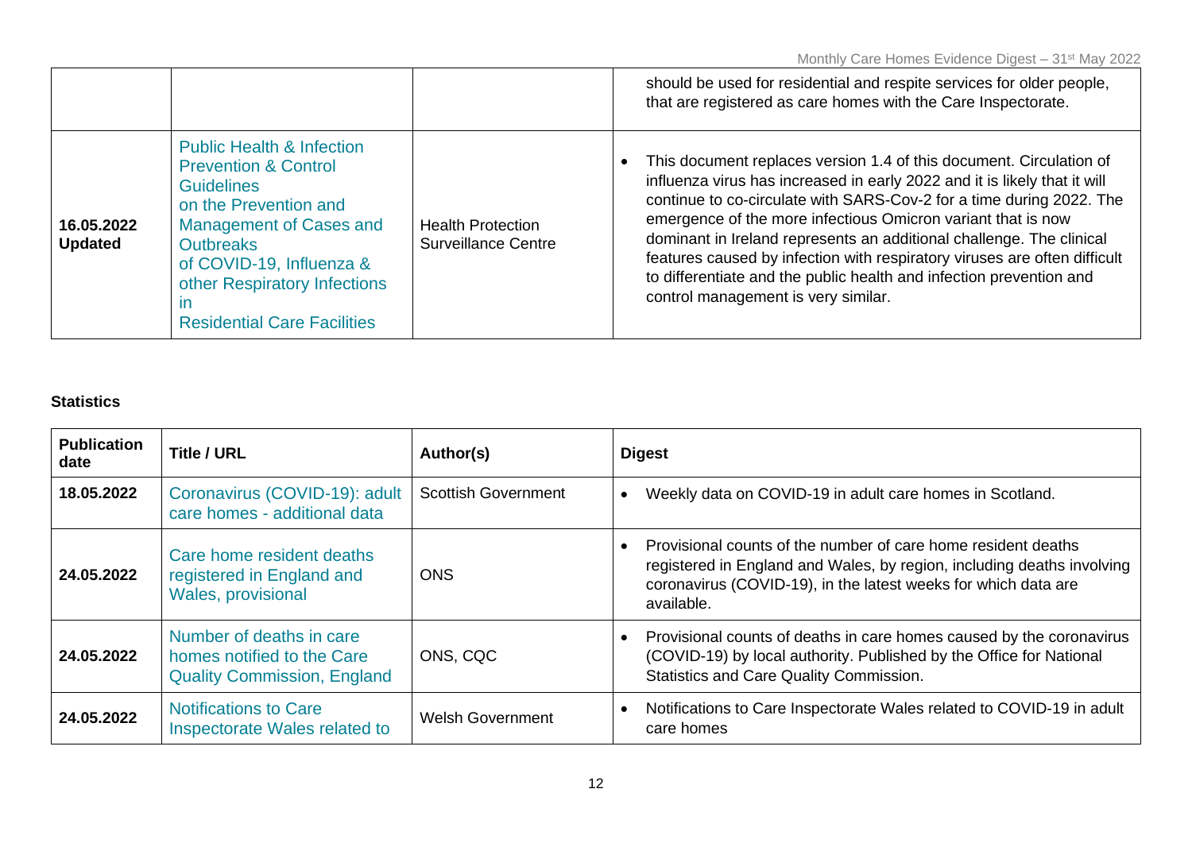| | | | should be used for residential and respite services for older people, that are registered as care homes with the Care Inspectorate. |
|---|---|---|---|
| **16.05.2022 Updated** | Public Health & Infection Prevention & Control Guidelines on the Prevention and Management of Cases and Outbreaks of COVID-19, Influenza & other Respiratory Infections in Residential Care Facilities | Health Protection Surveillance Centre | • This document replaces version 1.4 of this document. Circulation of influenza virus has increased in early 2022 and it is likely that it will continue to co-circulate with SARS-Cov-2 for a time during 2022. The emergence of the more infectious Omicron variant that is now dominant in Ireland represents an additional challenge. The clinical features caused by infection with respiratory viruses are often difficult to differentiate and the public health and infection prevention and control management is very similar. |

**Statistics**

| Publication date | Title / URL | Author(s) | Digest |
|---|---|---|---|
| **18.05.2022** | Coronavirus (COVID-19): adult care homes - additional data | Scottish Government | • Weekly data on COVID-19 in adult care homes in Scotland. |
| **24.05.2022** | Care home resident deaths registered in England and Wales, provisional | ONS | • Provisional counts of the number of care home resident deaths registered in England and Wales, by region, including deaths involving coronavirus (COVID-19), in the latest weeks for which data are available. |
| **24.05.2022** | Number of deaths in care homes notified to the Care Quality Commission, England | ONS, CQC | • Provisional counts of deaths in care homes caused by the coronavirus (COVID-19) by local authority. Published by the Office for National Statistics and Care Quality Commission. |
| **24.05.2022** | Notifications to Care Inspectorate Wales related to | Welsh Government | • Notifications to Care Inspectorate Wales related to COVID-19 in adult care homes |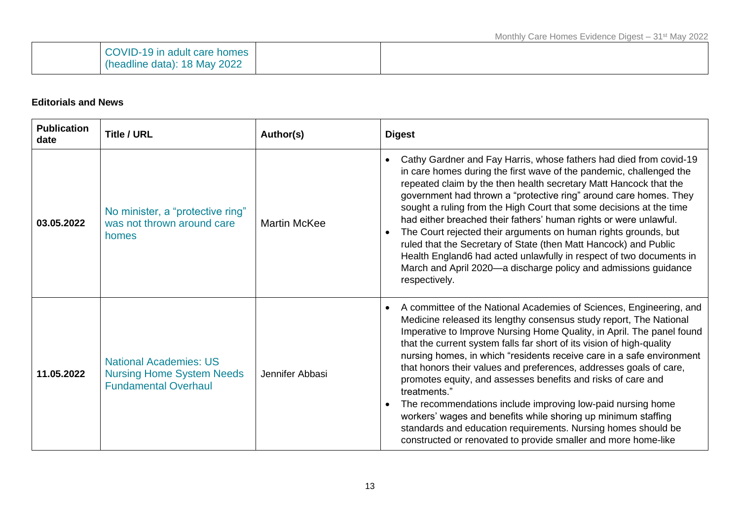| | COVID-19 in adult care homes (headline data): 18 May 2022 | | |
|---|---|---|---|

**Editorials and News**

| Publication date | Title / URL | Author(s) | Digest |
|---|---|---|---|
| 03.05.2022 | No minister, a "protective ring" was not thrown around care homes | Martin McKee | • Cathy Gardner and Fay Harris, whose fathers had died from covid-19 in care homes during the first wave of the pandemic, challenged the repeated claim by the then health secretary Matt Hancock that the government had thrown a "protective ring" around care homes. They sought a ruling from the High Court that some decisions at the time had either breached their fathers' human rights or were unlawful. <br>• The Court rejected their arguments on human rights grounds, but ruled that the Secretary of State (then Matt Hancock) and Public Health England6 had acted unlawfully in respect of two documents in March and April 2020—a discharge policy and admissions guidance respectively. |
| 11.05.2022 | National Academies: US Nursing Home System Needs Fundamental Overhaul | Jennifer Abbasi | • A committee of the National Academies of Sciences, Engineering, and Medicine released its lengthy consensus study report, The National Imperative to Improve Nursing Home Quality, in April. The panel found that the current system falls far short of its vision of high-quality nursing homes, in which "residents receive care in a safe environment that honors their values and preferences, addresses goals of care, promotes equity, and assesses benefits and risks of care and treatments." <br>• The recommendations include improving low-paid nursing home workers' wages and benefits while shoring up minimum staffing standards and education requirements. Nursing homes should be constructed or renovated to provide smaller and more home-like |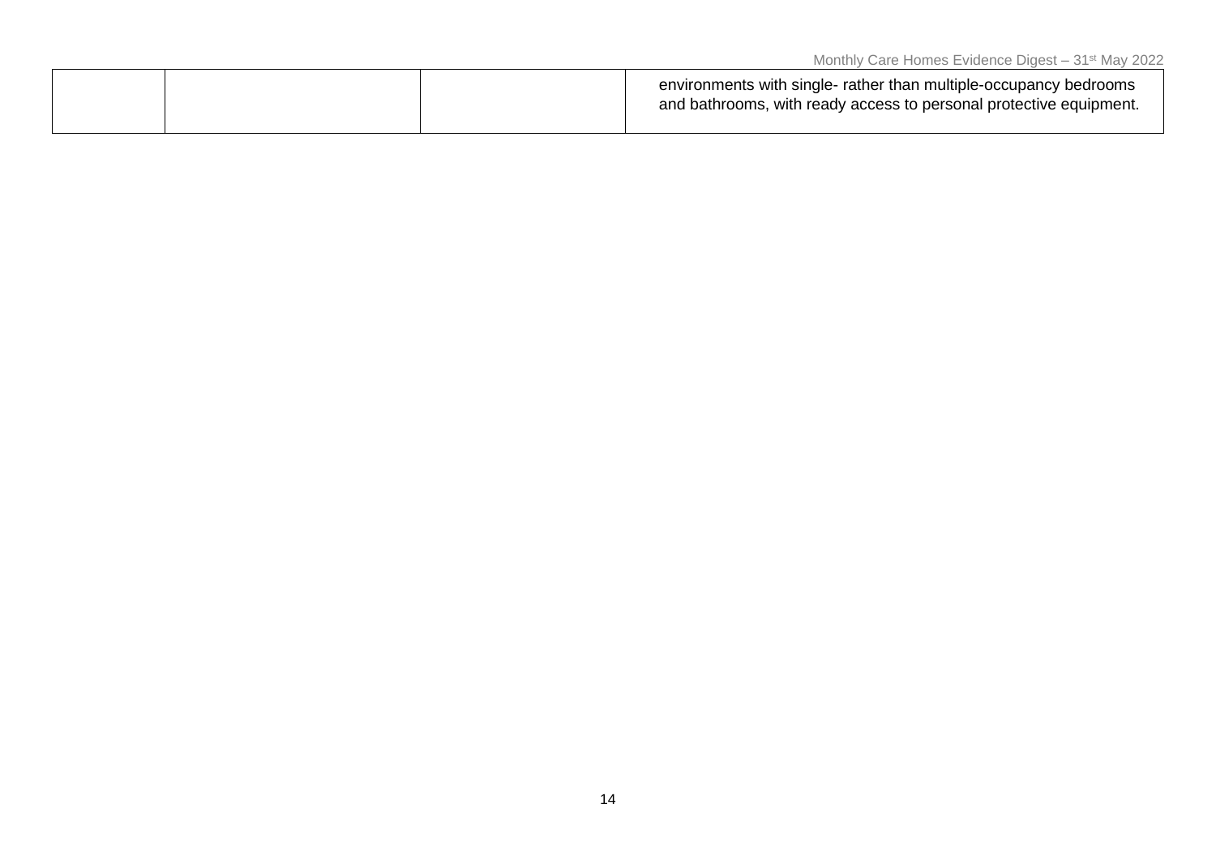| | | | |
|---|---|---|---|
| | | | environments with single- rather than multiple-occupancy bedrooms and bathrooms, with ready access to personal protective equipment. |